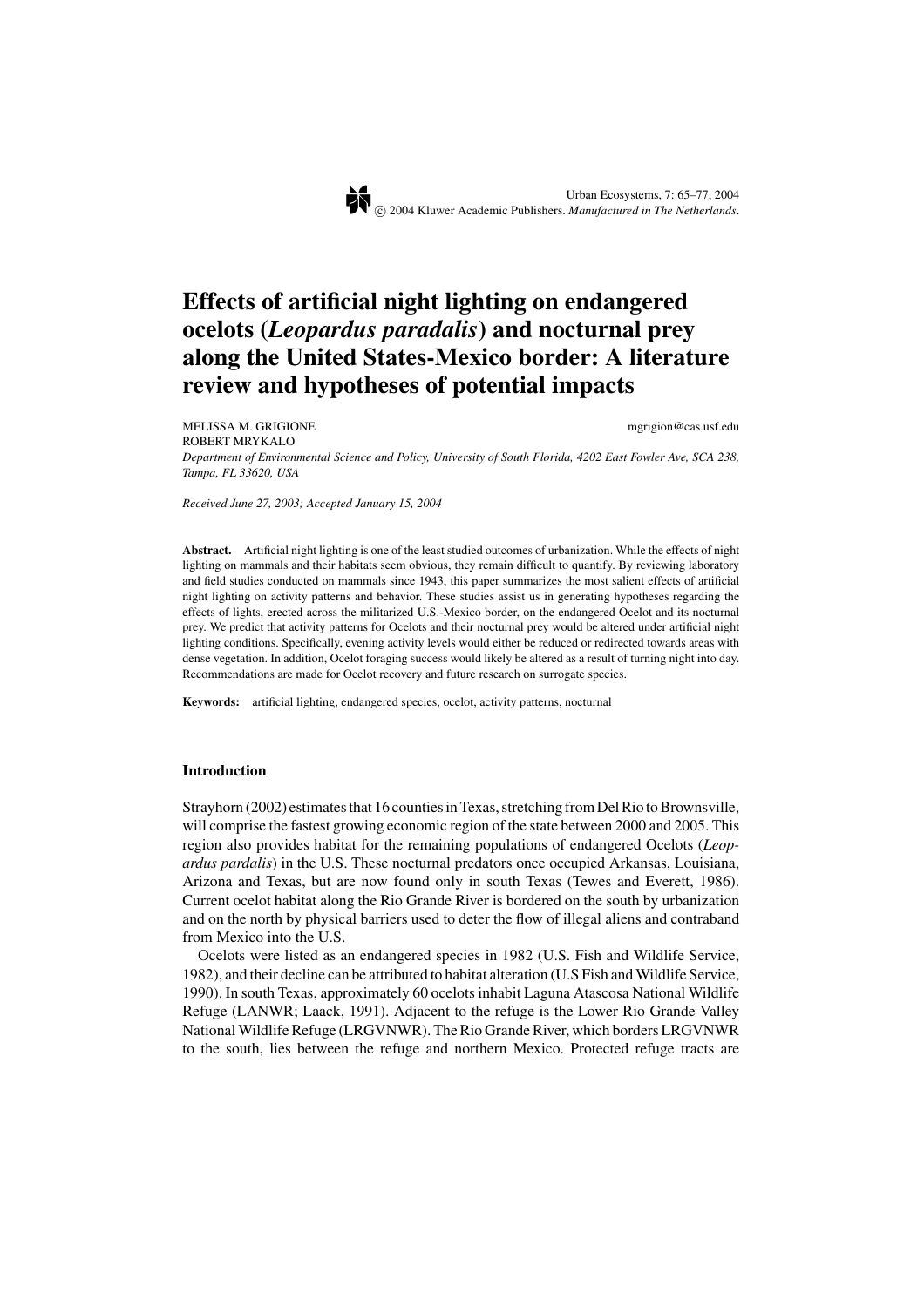# Effects of artificial night lighting on endangered ocelots (*Leopardus paradalis*) and nocturnal prey along the United States-Mexico border: A literature review and hypotheses of potential impacts

MELISSA M. GRIGIONE mgrigion@cas.usf.edu
ROBERT MRYKALO

*Department of Environmental Science and Policy, University of South Florida, 4202 East Fowler Ave, SCA 238, Tampa, FL 33620, USA*

*Received June 27, 2003; Accepted January 15, 2004*

**Abstract.** Artificial night lighting is one of the least studied outcomes of urbanization. While the effects of night lighting on mammals and their habitats seem obvious, they remain difficult to quantify. By reviewing laboratory and field studies conducted on mammals since 1943, this paper summarizes the most salient effects of artificial night lighting on activity patterns and behavior. These studies assist us in generating hypotheses regarding the effects of lights, erected across the militarized U.S.-Mexico border, on the endangered Ocelot and its nocturnal prey. We predict that activity patterns for Ocelots and their nocturnal prey would be altered under artificial night lighting conditions. Specifically, evening activity levels would either be reduced or redirected towards areas with dense vegetation. In addition, Ocelot foraging success would likely be altered as a result of turning night into day. Recommendations are made for Ocelot recovery and future research on surrogate species.

**Keywords:** artificial lighting, endangered species, ocelot, activity patterns, nocturnal

## Introduction

Strayhorn (2002) estimates that 16 counties in Texas, stretching from Del Rio to Brownsville, will comprise the fastest growing economic region of the state between 2000 and 2005. This region also provides habitat for the remaining populations of endangered Ocelots (*Leopardus pardalis*) in the U.S. These nocturnal predators once occupied Arkansas, Louisiana, Arizona and Texas, but are now found only in south Texas (Tewes and Everett, 1986). Current ocelot habitat along the Rio Grande River is bordered on the south by urbanization and on the north by physical barriers used to deter the flow of illegal aliens and contraband from Mexico into the U.S.

Ocelots were listed as an endangered species in 1982 (U.S. Fish and Wildlife Service, 1982), and their decline can be attributed to habitat alteration (U.S Fish and Wildlife Service, 1990). In south Texas, approximately 60 ocelots inhabit Laguna Atascosa National Wildlife Refuge (LANWR; Laack, 1991). Adjacent to the refuge is the Lower Rio Grande Valley National Wildlife Refuge (LRGVNWR). The Rio Grande River, which borders LRGVNWR to the south, lies between the refuge and northern Mexico. Protected refuge tracts are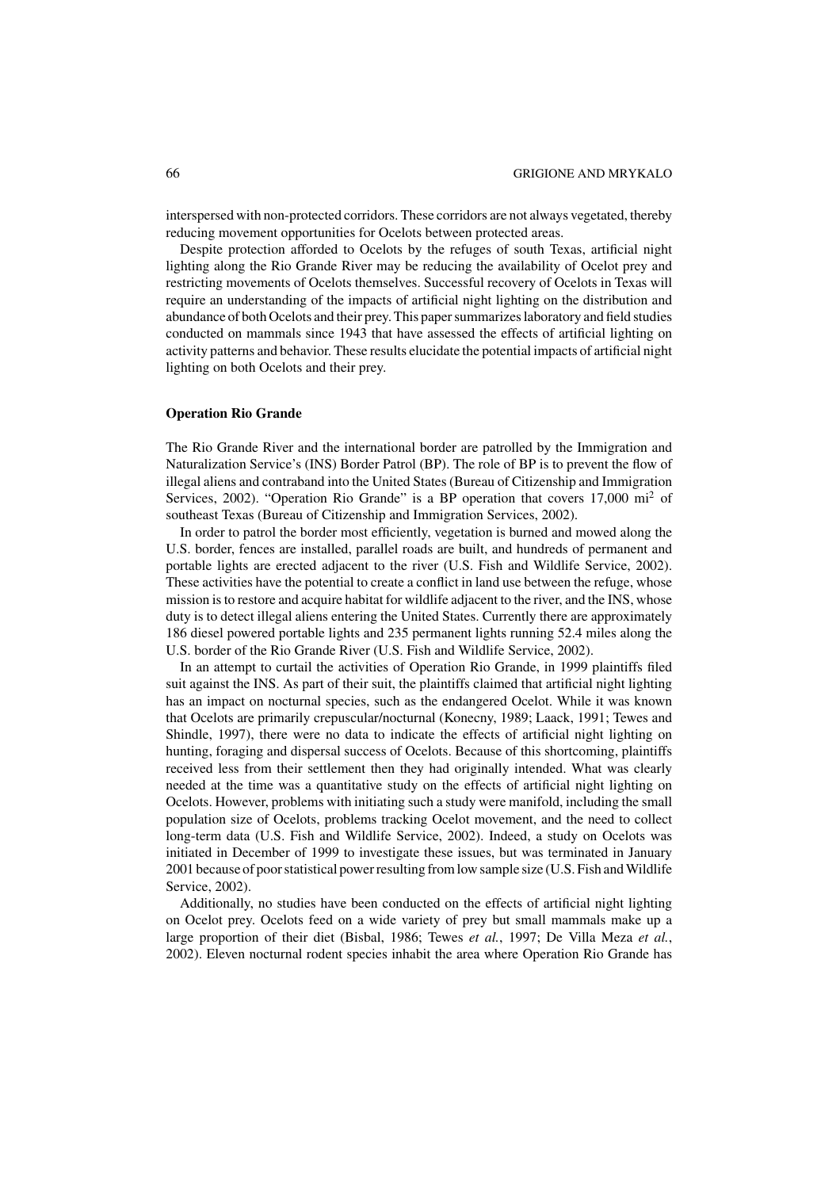interspersed with non-protected corridors. These corridors are not always vegetated, thereby reducing movement opportunities for Ocelots between protected areas.

Despite protection afforded to Ocelots by the refuges of south Texas, artificial night lighting along the Rio Grande River may be reducing the availability of Ocelot prey and restricting movements of Ocelots themselves. Successful recovery of Ocelots in Texas will require an understanding of the impacts of artificial night lighting on the distribution and abundance of both Ocelots and their prey. This paper summarizes laboratory and field studies conducted on mammals since 1943 that have assessed the effects of artificial lighting on activity patterns and behavior. These results elucidate the potential impacts of artificial night lighting on both Ocelots and their prey.

**Operation Rio Grande**

The Rio Grande River and the international border are patrolled by the Immigration and Naturalization Service's (INS) Border Patrol (BP). The role of BP is to prevent the flow of illegal aliens and contraband into the United States (Bureau of Citizenship and Immigration Services, 2002). "Operation Rio Grande" is a BP operation that covers 17,000 mi$^2$ of southeast Texas (Bureau of Citizenship and Immigration Services, 2002).

In order to patrol the border most efficiently, vegetation is burned and mowed along the U.S. border, fences are installed, parallel roads are built, and hundreds of permanent and portable lights are erected adjacent to the river (U.S. Fish and Wildlife Service, 2002). These activities have the potential to create a conflict in land use between the refuge, whose mission is to restore and acquire habitat for wildlife adjacent to the river, and the INS, whose duty is to detect illegal aliens entering the United States. Currently there are approximately 186 diesel powered portable lights and 235 permanent lights running 52.4 miles along the U.S. border of the Rio Grande River (U.S. Fish and Wildlife Service, 2002).

In an attempt to curtail the activities of Operation Rio Grande, in 1999 plaintiffs filed suit against the INS. As part of their suit, the plaintiffs claimed that artificial night lighting has an impact on nocturnal species, such as the endangered Ocelot. While it was known that Ocelots are primarily crepuscular/nocturnal (Konecny, 1989; Laack, 1991; Tewes and Shindle, 1997), there were no data to indicate the effects of artificial night lighting on hunting, foraging and dispersal success of Ocelots. Because of this shortcoming, plaintiffs received less from their settlement then they had originally intended. What was clearly needed at the time was a quantitative study on the effects of artificial night lighting on Ocelots. However, problems with initiating such a study were manifold, including the small population size of Ocelots, problems tracking Ocelot movement, and the need to collect long-term data (U.S. Fish and Wildlife Service, 2002). Indeed, a study on Ocelots was initiated in December of 1999 to investigate these issues, but was terminated in January 2001 because of poor statistical power resulting from low sample size (U.S. Fish and Wildlife Service, 2002).

Additionally, no studies have been conducted on the effects of artificial night lighting on Ocelot prey. Ocelots feed on a wide variety of prey but small mammals make up a large proportion of their diet (Bisbal, 1986; Tewes *et al.*, 1997; De Villa Meza *et al.*, 2002). Eleven nocturnal rodent species inhabit the area where Operation Rio Grande has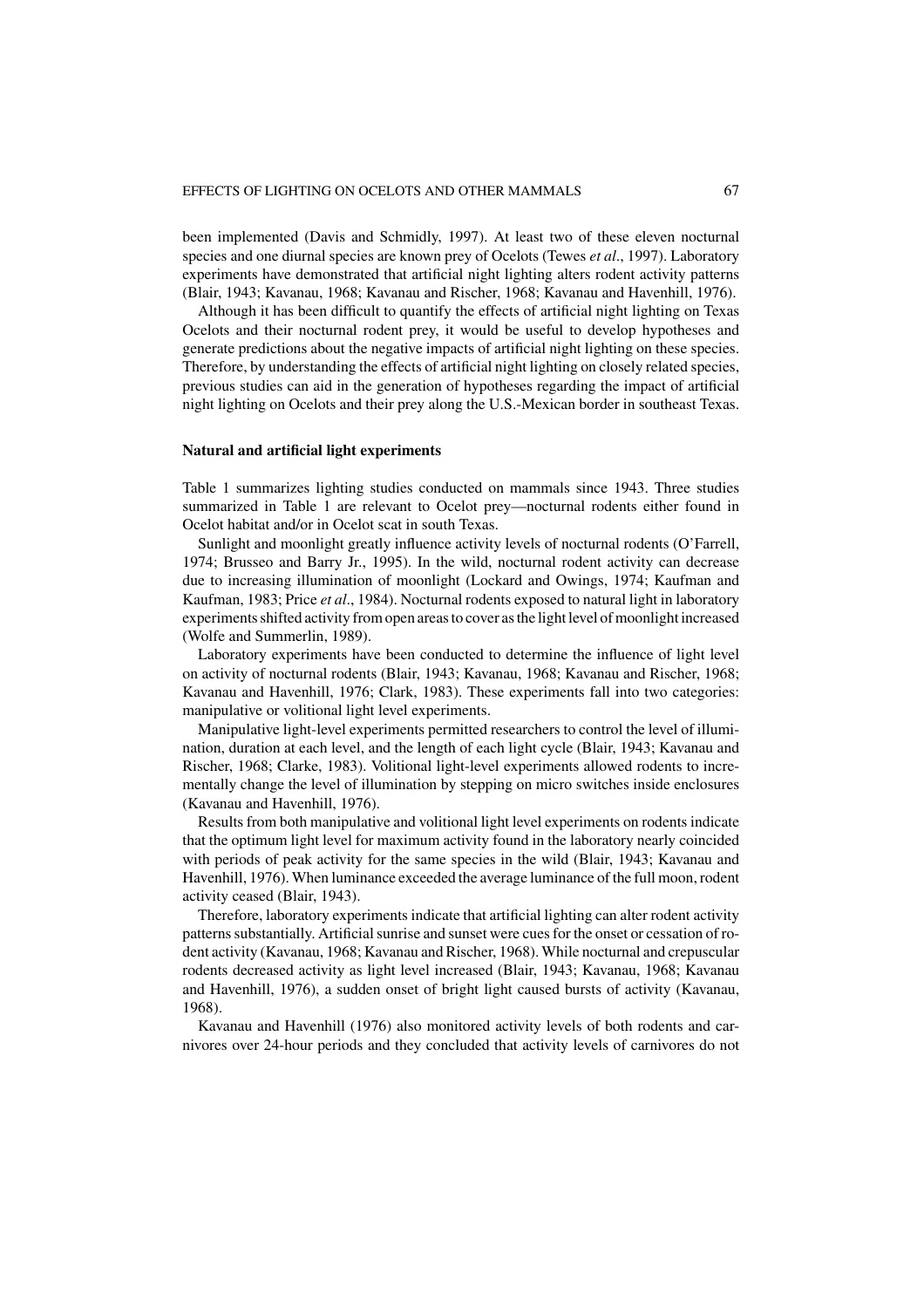been implemented (Davis and Schmidly, 1997). At least two of these eleven nocturnal species and one diurnal species are known prey of Ocelots (Tewes *et al*., 1997). Laboratory experiments have demonstrated that artificial night lighting alters rodent activity patterns (Blair, 1943; Kavanau, 1968; Kavanau and Rischer, 1968; Kavanau and Havenhill, 1976).

Although it has been difficult to quantify the effects of artificial night lighting on Texas Ocelots and their nocturnal rodent prey, it would be useful to develop hypotheses and generate predictions about the negative impacts of artificial night lighting on these species. Therefore, by understanding the effects of artificial night lighting on closely related species, previous studies can aid in the generation of hypotheses regarding the impact of artificial night lighting on Ocelots and their prey along the U.S.-Mexican border in southeast Texas.

### Natural and artificial light experiments

Table 1 summarizes lighting studies conducted on mammals since 1943. Three studies summarized in Table 1 are relevant to Ocelot prey—nocturnal rodents either found in Ocelot habitat and/or in Ocelot scat in south Texas.

Sunlight and moonlight greatly influence activity levels of nocturnal rodents (O'Farrell, 1974; Brusseo and Barry Jr., 1995). In the wild, nocturnal rodent activity can decrease due to increasing illumination of moonlight (Lockard and Owings, 1974; Kaufman and Kaufman, 1983; Price *et al*., 1984). Nocturnal rodents exposed to natural light in laboratory experiments shifted activity from open areas to cover as the light level of moonlight increased (Wolfe and Summerlin, 1989).

Laboratory experiments have been conducted to determine the influence of light level on activity of nocturnal rodents (Blair, 1943; Kavanau, 1968; Kavanau and Rischer, 1968; Kavanau and Havenhill, 1976; Clark, 1983). These experiments fall into two categories: manipulative or volitional light level experiments.

Manipulative light-level experiments permitted researchers to control the level of illumination, duration at each level, and the length of each light cycle (Blair, 1943; Kavanau and Rischer, 1968; Clarke, 1983). Volitional light-level experiments allowed rodents to incrementally change the level of illumination by stepping on micro switches inside enclosures (Kavanau and Havenhill, 1976).

Results from both manipulative and volitional light level experiments on rodents indicate that the optimum light level for maximum activity found in the laboratory nearly coincided with periods of peak activity for the same species in the wild (Blair, 1943; Kavanau and Havenhill, 1976). When luminance exceeded the average luminance of the full moon, rodent activity ceased (Blair, 1943).

Therefore, laboratory experiments indicate that artificial lighting can alter rodent activity patterns substantially. Artificial sunrise and sunset were cues for the onset or cessation of rodent activity (Kavanau, 1968; Kavanau and Rischer, 1968). While nocturnal and crepuscular rodents decreased activity as light level increased (Blair, 1943; Kavanau, 1968; Kavanau and Havenhill, 1976), a sudden onset of bright light caused bursts of activity (Kavanau, 1968).

Kavanau and Havenhill (1976) also monitored activity levels of both rodents and carnivores over 24-hour periods and they concluded that activity levels of carnivores do not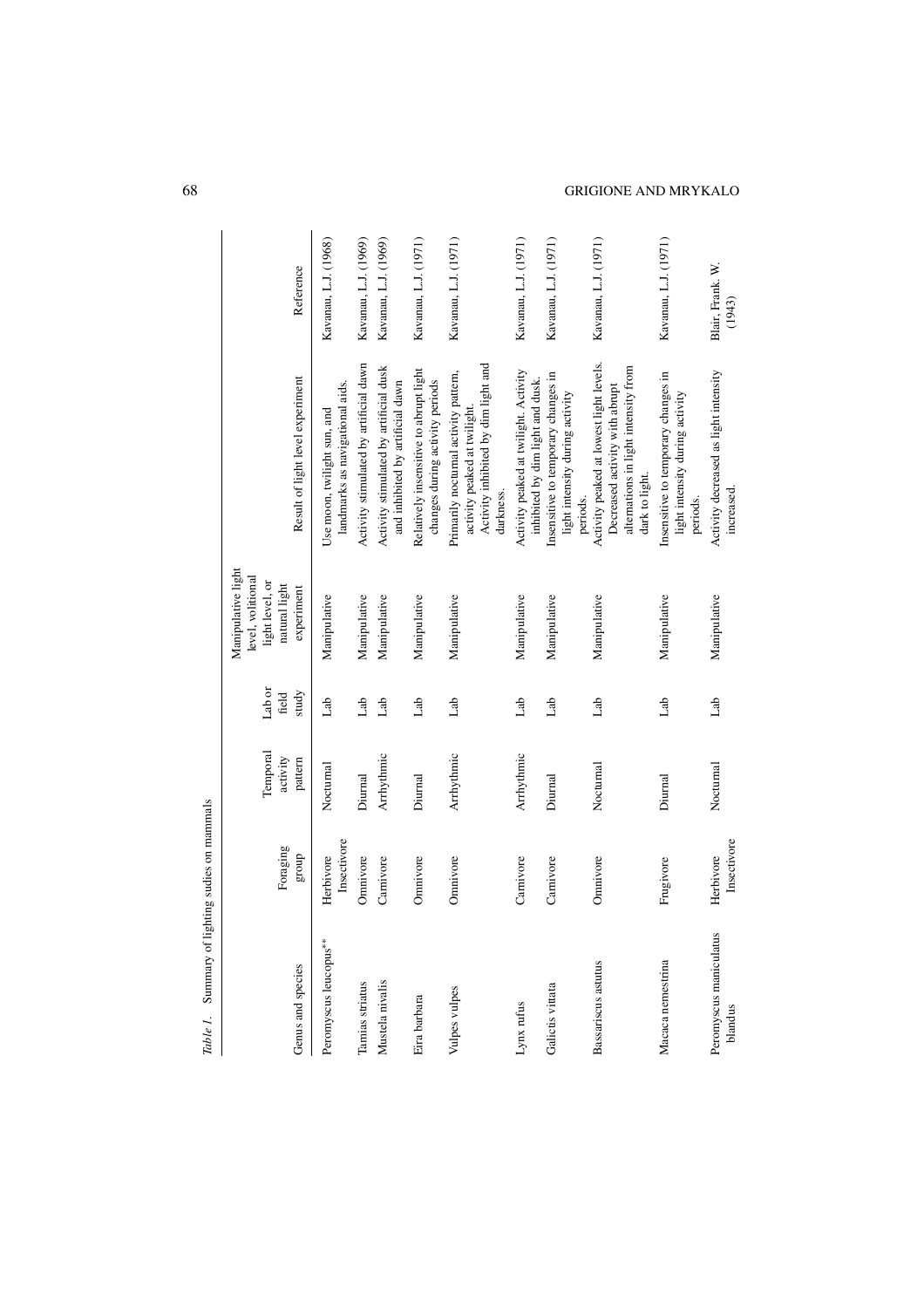*Table 1.* Summary of lighting sudies on mammals

| Genus and species | Foraging group | Temporal activity pattern | Lab or field study | Manipulative light level, volitional light level, or natural light experiment | Result of light level experiment | Reference |
|---|---|---|---|---|---|---|
| Peromyscus leucopus** | Herbivore Insectivore | Nocturnal | Lab | Manipulative | Use moon, twilight sun, and landmarks as navigational aids. | Kavanau, L.J. (1968) |
| Tamias striatus | Omnivore | Diurnal | Lab | Manipulative | Activity stimulated by artificial dawn | Kavanau, L.J. (1969) |
| Mustela nivalis | Carnivore | Arrhythmic | Lab | Manipulative | Activity stimulated by artificial dusk and inhibited by artificial dawn | Kavanau, L.J. (1969) |
| Eira barbara | Omnivore | Diurnal | Lab | Manipulative | Relatively insensitive to abrupt light changes during activity periods | Kavanau, L.J. (1971) |
| Vulpes vulpes | Omnivore | Arrhythmic | Lab | Manipulative | Primarily nocturnal activity pattern, activity peaked at twilight. Activity inhibited by dim light and darkness. | Kavanau, L.J. (1971) |
| Lynx rufus | Carnivore | Arrhythmic | Lab | Manipulative | Activity peaked at twilight. Activity inhibited by dim light and dusk. | Kavanau, L.J. (1971) |
| Galictis vittata | Carnivore | Diurnal | Lab | Manipulative | Insensitive to temporary changes in light intensity during activity periods. | Kavanau, L.J. (1971) |
| Bassariscus astutus | Omnivore | Nocturnal | Lab | Manipulative | Activity peaked at lowest light levels. Decreased activity with abrupt alternations in light intensity from dark to light. | Kavanau, L.J. (1971) |
| Macaca nemestrina | Frugivore | Diurnal | Lab | Manipulative | Insensitive to temporary changes in light intensity during activity periods. | Kavanau, L.J. (1971) |
| Peromyscus maniculatus blandus | Herbivore Insectivore | Nocturnal | Lab | Manipulative | Activity decreased as light intensity increased. | Blair, Frank. W. (1943) |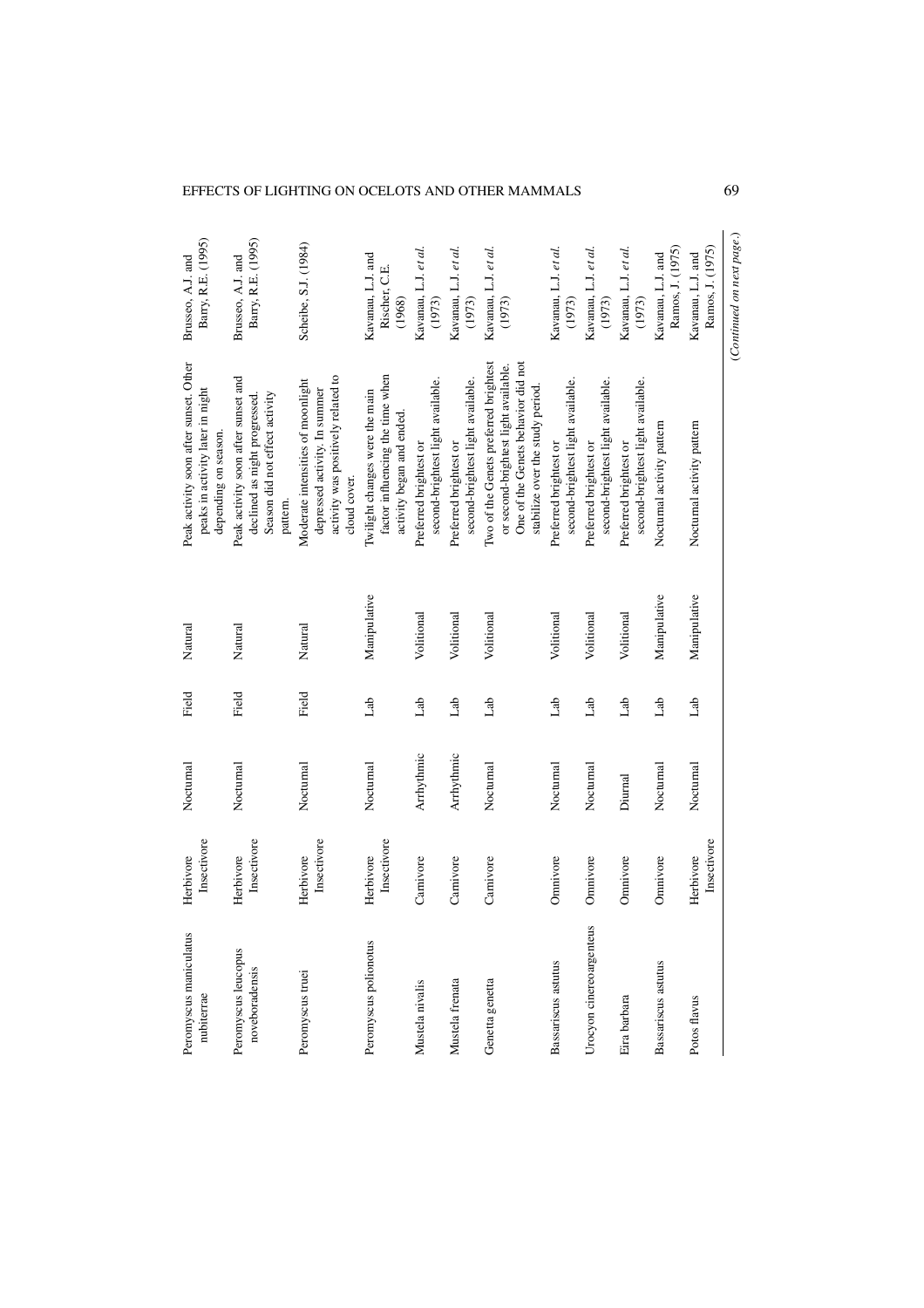| | | | | | | |
|---|---|---|---|---|---|---|
| Peromyscus maniculatus nubiterrae | Herbivore Insectivore | Nocturnal | Field | Natural | Peak activity soon after sunset. Other peaks in activity later in night depending on season. | Brusseo, A.J. and Barry, R.E. (1995) |
| Peromyscus leucopus noveboradensis | Herbivore Insectivore | Nocturnal | Field | Natural | Peak activity soon after sunset and declined as night progressed. Season did not effect activity pattern. | Brusseo, A.J. and Barry, R.E. (1995) |
| Peromyscus truei | Herbivore Insectivore | Nocturnal | Field | Natural | Moderate intensities of moonlight depressed activity. In summer activity was positively related to cloud cover. | Scheibe, S.J. (1984) |
| Peromyscus polionotus | Herbivore Insectivore | Nocturnal | Lab | Manipulative | Twilight changes were the main factor influencing the time when activity began and ended. | Kavanau, L.J. and Rischer, C.E. (1968) |
| Mustela nivalis | Carnivore | Arrhythmic | Lab | Volitional | Preferred brightest or second-brightest light available. | Kavanau, L.J. *et al.* (1973) |
| Mustela frenata | Carnivore | Arrhythmic | Lab | Volitional | Preferred brightest or second-brightest light available. | Kavanau, L.J. *et al.* (1973) |
| Genetta genetta | Carnivore | Nocturnal | Lab | Volitional | Two of the Genets preferred brightest or second-brightest light available. One of the Genets behavior did not stabilize over the study period. | Kavanau, L.J. *et al.* (1973) |
| Bassariscus astutus | Omnivore | Nocturnal | Lab | Volitional | Preferred brightest or second-brightest light available. | Kavanau, L.J. *et al.* (1973) |
| Urocyon cinereoargenteus | Omnivore | Nocturnal | Lab | Volitional | Preferred brightest or second-brightest light available. | Kavanau, L.J. *et al.* (1973) |
| Eira barbara | Omnivore | Diurnal | Lab | Volitional | Preferred brightest or second-brightest light available. | Kavanau, L.J. *et al.* (1973) |
| Bassariscus astutus | Omnivore | Nocturnal | Lab | Manipulative | Nocturnal activity pattern | Kavanau, L.J. and Ramos, J. (1975) |
| Potos flavus | Herbivore Insectivore | Nocturnal | Lab | Manipulative | Nocturnal activity pattern | Kavanau, L.J. and Ramos, J. (1975) |

(*Continued on next page.*)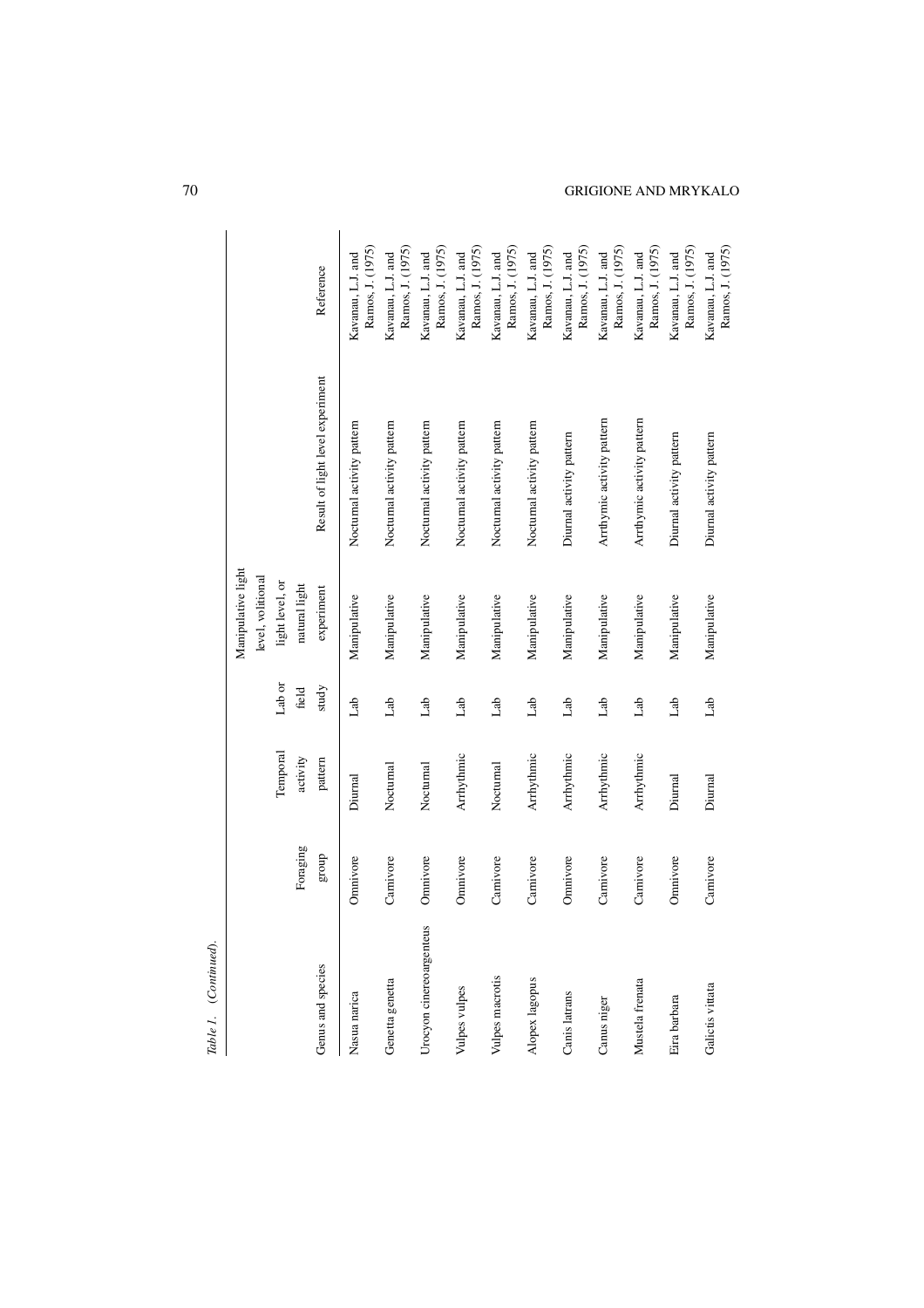*Table 1.* (*Continued*).

| Genus and species | Foraging group | Temporal activity pattern | Lab or field study | Manipulative light level, volitional light level, or natural light experiment | Result of light level experiment | Reference |
|---|---|---|---|---|---|---|
| Nasua narica | Omnivore | Diurnal | Lab | Manipulative | Nocturnal activity pattern | Kavanau, L.J. and Ramos, J. (1975) |
| Genetta genetta | Carnivore | Nocturnal | Lab | Manipulative | Nocturnal activity pattern | Kavanau, L.J. and Ramos, J. (1975) |
| Urocyon cinereoargenteus | Omnivore | Nocturnal | Lab | Manipulative | Nocturnal activity pattern | Kavanau, L.J. and Ramos, J. (1975) |
| Vulpes vulpes | Omnivore | Arrhythmic | Lab | Manipulative | Nocturnal activity pattern | Kavanau, L.J. and Ramos, J. (1975) |
| Vulpes macrotis | Carnivore | Nocturnal | Lab | Manipulative | Nocturnal activity pattern | Kavanau, L.J. and Ramos, J. (1975) |
| Alopex lagopus | Carnivore | Arrhythmic | Lab | Manipulative | Nocturnal activity pattern | Kavanau, L.J. and Ramos, J. (1975) |
| Canis latrans | Omnivore | Arrhythmic | Lab | Manipulative | Diurnal activity pattern | Kavanau, L.J. and Ramos, J. (1975) |
| Canus niger | Carnivore | Arrhythmic | Lab | Manipulative | Arrthymic activity pattern | Kavanau, L.J. and Ramos, J. (1975) |
| Mustela frenata | Carnivore | Arrhythmic | Lab | Manipulative | Arrthymic activity pattern | Kavanau, L.J. and Ramos, J. (1975) |
| Eira barbara | Omnivore | Diurnal | Lab | Manipulative | Diurnal activity pattern | Kavanau, L.J. and Ramos, J. (1975) |
| Galictis vittata | Carnivore | Diurnal | Lab | Manipulative | Diurnal activity pattern | Kavanau, L.J. and Ramos, J. (1975) |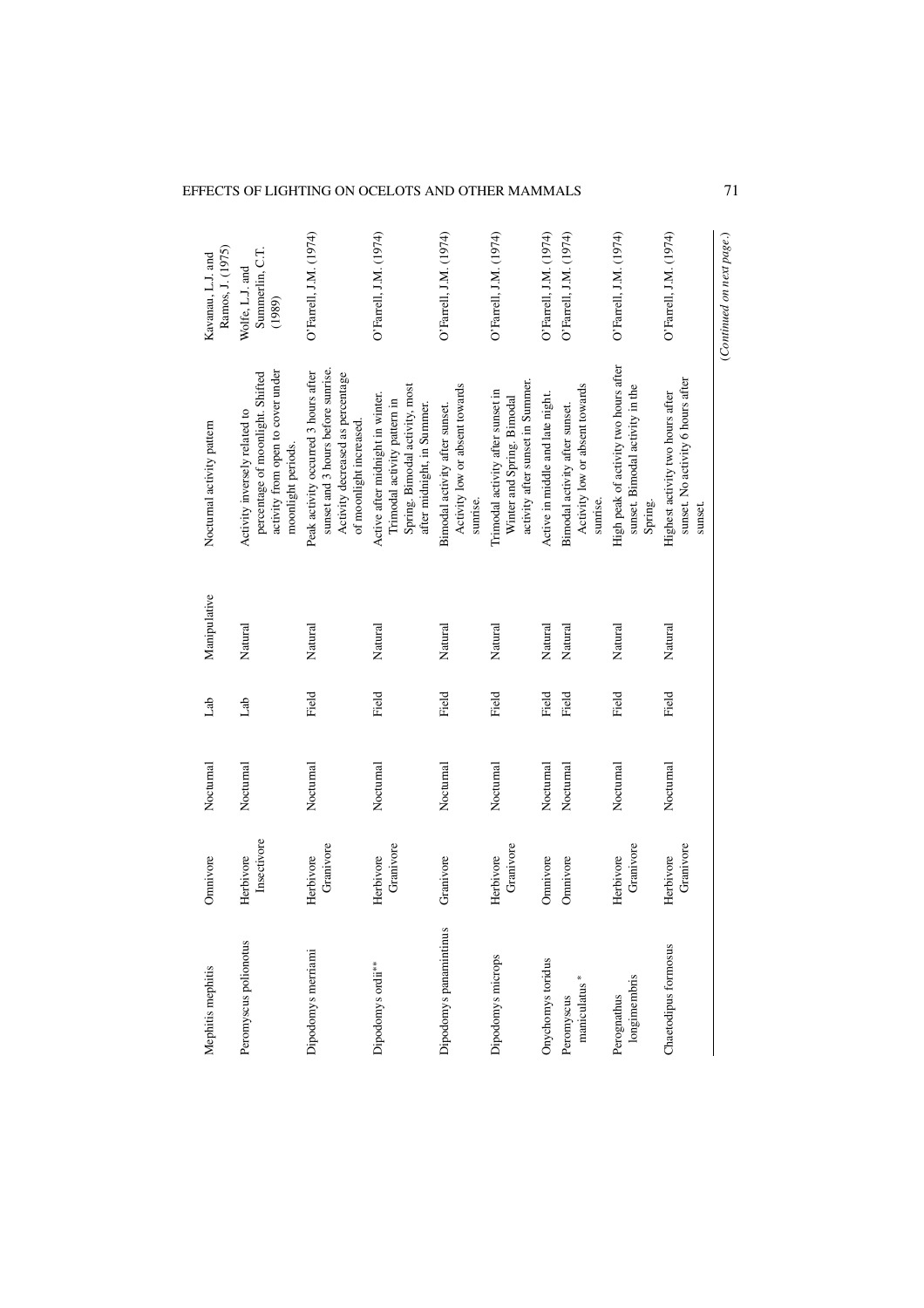| Mephitis mephitis | Omnivore | Nocturnal | Lab | Manipulative | Nocturnal activity pattern | Kavanau, L.J. and Ramos, J. (1975) |
|---|---|---|---|---|---|---|
| Peromyscus polionotus | Herbivore Insectivore | Nocturnal | Lab | Natural | Activity inversely related to percentage of moonlight. Shifted activity from open to cover under moonlight periods. | Wolfe, L.J. and Summerlin, C.T. (1989) |
| Dipodomys merriami | Herbivore Granivore | Nocturnal | Field | Natural | Peak activity occurred 3 hours after sunset and 3 hours before sunrise. Activity decreased as percentage of moonlight increased. | O'Farrell, J.M. (1974) |
| Dipodomys ordii** | Herbivore Granivore | Nocturnal | Field | Natural | Active after midnight in winter. Trimodal activity pattern in Spring. Bimodal activity, most after midnight, in Summer. | O'Farrell, J.M. (1974) |
| Dipodomys panamintinus | Granivore | Nocturnal | Field | Natural | Bimodal activity after sunset. Activity low or absent towards sunrise. | O'Farrell, J.M. (1974) |
| Dipodomys microps | Herbivore Granivore | Nocturnal | Field | Natural | Trimodal activity after sunset in Winter and Spring. Bimodal activity after sunset in Summer. | O'Farrell, J.M. (1974) |
| Onychomys toridus | Omnivore | Nocturnal | Field | Natural | Active in middle and late night. | O'Farrell, J.M. (1974) |
| Peromyscus maniculatus* | Omnivore | Nocturnal | Field | Natural | Bimodal activity after sunset. Activity low or absent towards sunrise. | O'Farrell, J.M. (1974) |
| Perognathus longimembris | Herbivore Granivore | Nocturnal | Field | Natural | High peak of activity two hours after sunset. Bimodal activity in the Spring. | O'Farrell, J.M. (1974) |
| Chaetodipus formosus | Herbivore Granivore | Nocturnal | Field | Natural | Highest activity two hours after sunset. No activity 6 hours after sunset. | O'Farrell, J.M. (1974) |

(*Continued on next page.*)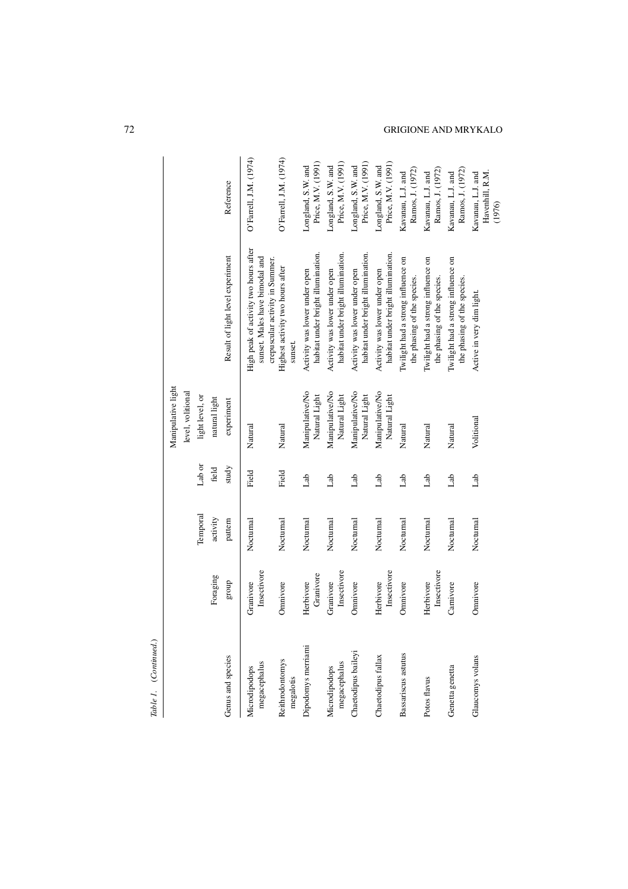*Table 1.* (*Continued.*)

| Genus and species | Foraging group | Temporal activity pattern | Lab or field study | Manipulative light level, volitional light level, or natural light experiment | Result of light level experiment | Reference |
|---|---|---|---|---|---|---|
| Microdipodops megacephalus | Granivore Insectivore | Nocturnal | Field | Natural | High peak of activity two hours after sunset. Males have bimodal and crepuscular activity in Summer. | O'Farrell, J.M. (1974) |
| Reithrodontomys megalotis | Omnivore | Nocturnal | Field | Natural | Highest activity two hours after sunset. | O'Farrell, J.M. (1974) |
| Dipodomys merriami | Herbivore Granivore | Nocturnal | Lab | Manipulative/No Natural Light | Activity was lower under open habitat under bright illumination. | Longland, S.W. and Price, M.V. (1991) |
| Microdipodops megacephalus | Granivore Insectivore | Nocturnal | Lab | Manipulative/No Natural Light | Activity was lower under open habitat under bright illumination. | Longland, S.W. and Price, M.V. (1991) |
| Chaetodipus baileyi | Omnivore | Nocturnal | Lab | Manipulative/No Natural Light | Activity was lower under open habitat under bright illumination. | Longland, S.W. and Price, M.V. (1991) |
| Chaetodipus fallax | Herbivore Insectivore | Nocturnal | Lab | Manipulative/No Natural Light | Activity was lower under open habitat under bright illumination. | Longland, S.W. and Price, M.V. (1991) |
| Bassariscus astutus | Omnivore | Nocturnal | Lab | Natural | Twilight had a strong influence on the phasing of the species. | Kavanau, L.J. and Ramos, J. (1972) |
| Potos flavus | Herbivore Insectivore | Nocturnal | Lab | Natural | Twilight had a strong influence on the phasing of the species. | Kavanau, L.J. and Ramos, J. (1972) |
| Genetta genetta | Carnivore | Nocturnal | Lab | Natural | Twilight had a strong influence on the phasing of the species. | Kavanau, L.J. and Ramos, J. (1972) |
| Glaucomys volans | Omnivore | Nocturnal | Lab | Volitional | Active in very dim light. | Kavanau, L.J. and Havenhill, R.M. (1976) |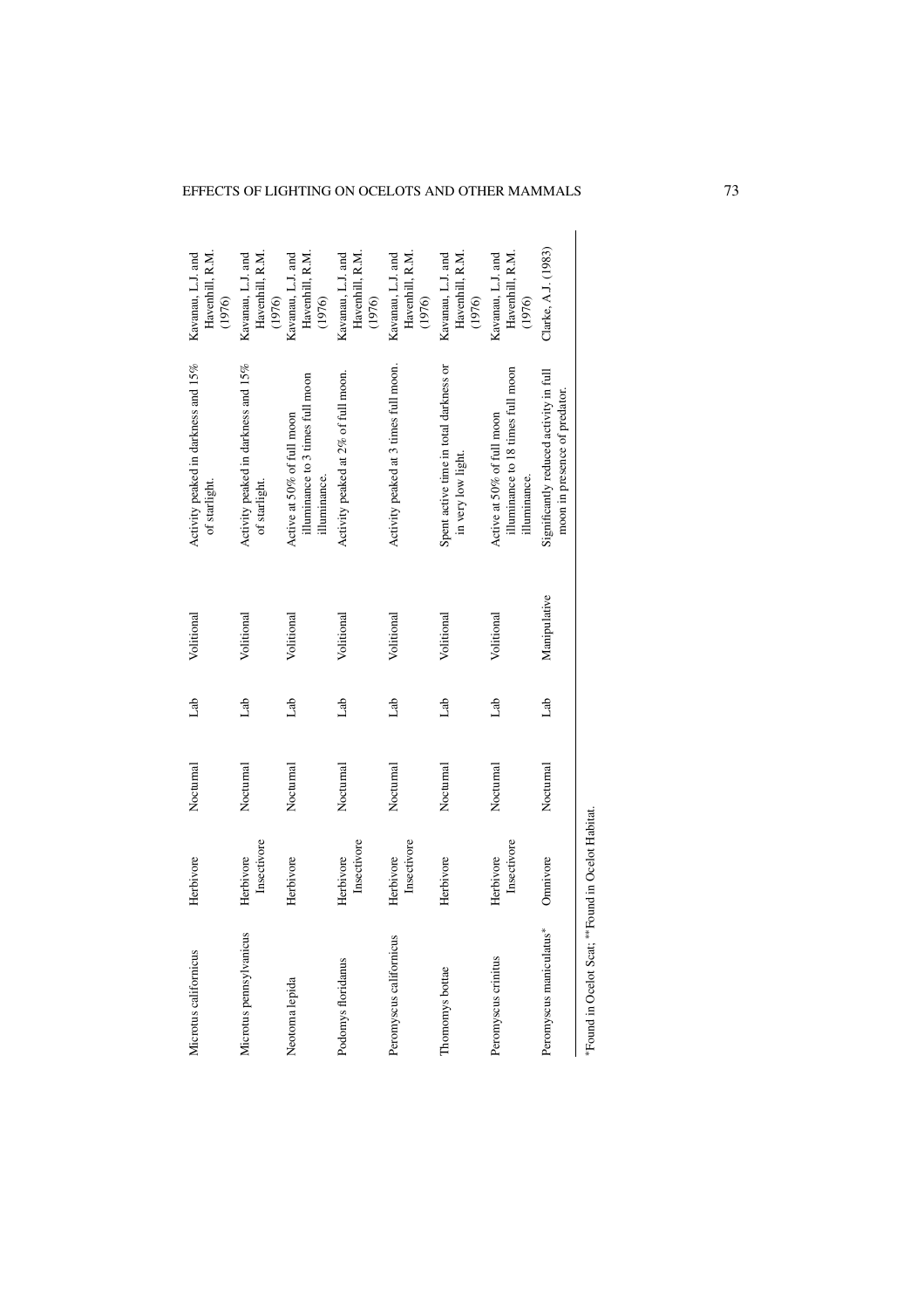| Microtus californicus | Herbivore | Nocturnal | Lab | Volitional | Activity peaked in darkness and 15% of starlight. | Kavanau, L.J. and Havenhill, R.M. (1976) |
|---|---|---|---|---|---|---|
| Microtus pennsylvanicus | Herbivore Insectivore | Nocturnal | Lab | Volitional | Activity peaked in darkness and 15% of starlight. | Kavanau, L.J. and Havenhill, R.M. (1976) |
| Neotoma lepida | Herbivore | Nocturnal | Lab | Volitional | Active at 50% of full moon illuminance to 3 times full moon illuminance. | Kavanau, L.J. and Havenhill, R.M. (1976) |
| Podomys floridanus | Herbivore Insectivore | Nocturnal | Lab | Volitional | Activity peaked at 2% of full moon. | Kavanau, L.J. and Havenhill, R.M. (1976) |
| Peromyscus californicus | Herbivore Insectivore | Nocturnal | Lab | Volitional | Activity peaked at 3 times full moon. | Kavanau, L.J. and Havenhill, R.M. (1976) |
| Thomomys bottae | Herbivore | Nocturnal | Lab | Volitional | Spent active time in total darkness or in very low light. | Kavanau, L.J. and Havenhill, R.M. (1976) |
| Peromyscus crinitus | Herbivore Insectivore | Nocturnal | Lab | Volitional | Active at 50% of full moon illuminance to 18 times full moon illuminance. | Kavanau, L.J. and Havenhill, R.M. (1976) |
| Peromyscus maniculatus* | Omnivore | Nocturnal | Lab | Manipulative | Significantly reduced activity in full moon in presence of predator. | Clarke, A.J. (1983) |

*Found in Ocelot Scat; ** Found in Ocelot Habitat.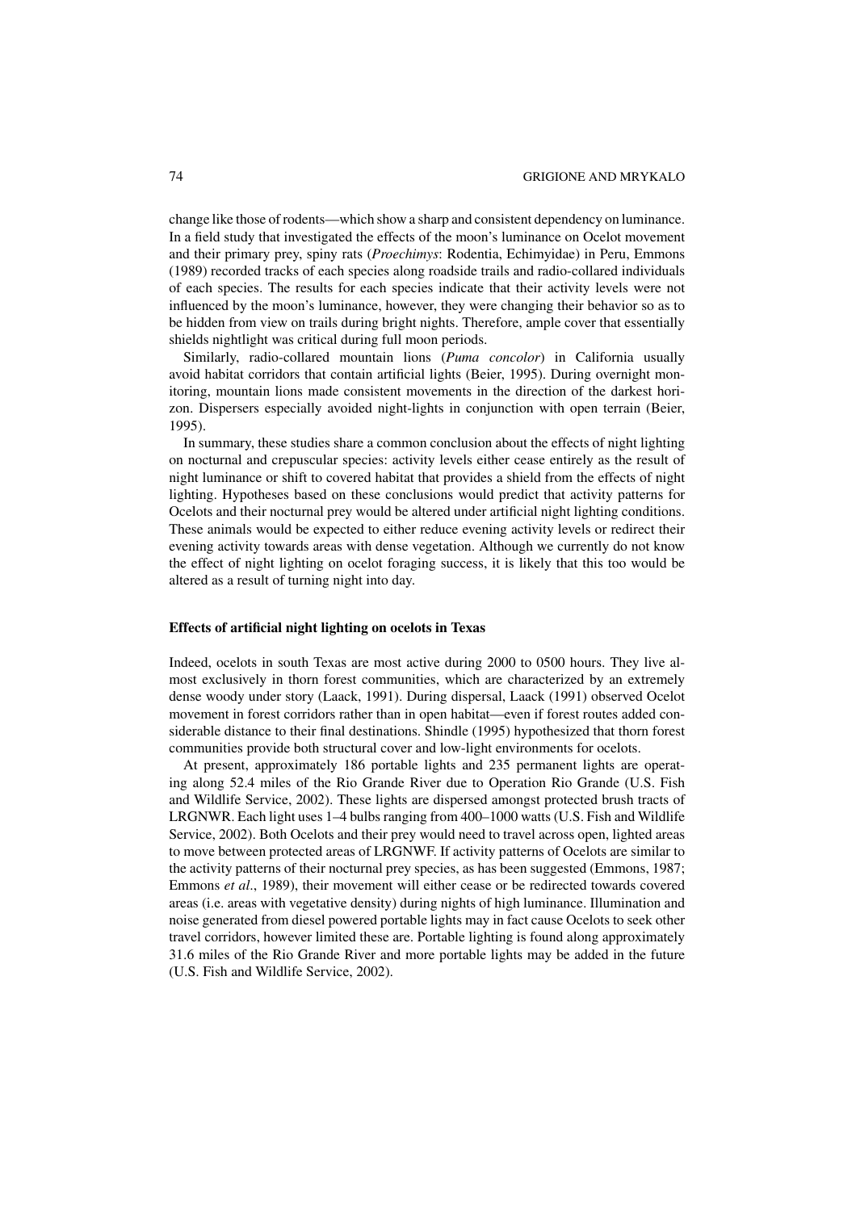change like those of rodents—which show a sharp and consistent dependency on luminance. In a field study that investigated the effects of the moon's luminance on Ocelot movement and their primary prey, spiny rats (*Proechimys*: Rodentia, Echimyidae) in Peru, Emmons (1989) recorded tracks of each species along roadside trails and radio-collared individuals of each species. The results for each species indicate that their activity levels were not influenced by the moon's luminance, however, they were changing their behavior so as to be hidden from view on trails during bright nights. Therefore, ample cover that essentially shields nightlight was critical during full moon periods.

Similarly, radio-collared mountain lions (*Puma concolor*) in California usually avoid habitat corridors that contain artificial lights (Beier, 1995). During overnight monitoring, mountain lions made consistent movements in the direction of the darkest horizon. Dispersers especially avoided night-lights in conjunction with open terrain (Beier, 1995).

In summary, these studies share a common conclusion about the effects of night lighting on nocturnal and crepuscular species: activity levels either cease entirely as the result of night luminance or shift to covered habitat that provides a shield from the effects of night lighting. Hypotheses based on these conclusions would predict that activity patterns for Ocelots and their nocturnal prey would be altered under artificial night lighting conditions. These animals would be expected to either reduce evening activity levels or redirect their evening activity towards areas with dense vegetation. Although we currently do not know the effect of night lighting on ocelot foraging success, it is likely that this too would be altered as a result of turning night into day.

### Effects of artificial night lighting on ocelots in Texas

Indeed, ocelots in south Texas are most active during 2000 to 0500 hours. They live almost exclusively in thorn forest communities, which are characterized by an extremely dense woody under story (Laack, 1991). During dispersal, Laack (1991) observed Ocelot movement in forest corridors rather than in open habitat—even if forest routes added considerable distance to their final destinations. Shindle (1995) hypothesized that thorn forest communities provide both structural cover and low-light environments for ocelots.

At present, approximately 186 portable lights and 235 permanent lights are operating along 52.4 miles of the Rio Grande River due to Operation Rio Grande (U.S. Fish and Wildlife Service, 2002). These lights are dispersed amongst protected brush tracts of LRGNWR. Each light uses 1–4 bulbs ranging from 400–1000 watts (U.S. Fish and Wildlife Service, 2002). Both Ocelots and their prey would need to travel across open, lighted areas to move between protected areas of LRGNWF. If activity patterns of Ocelots are similar to the activity patterns of their nocturnal prey species, as has been suggested (Emmons, 1987; Emmons *et al*., 1989), their movement will either cease or be redirected towards covered areas (i.e. areas with vegetative density) during nights of high luminance. Illumination and noise generated from diesel powered portable lights may in fact cause Ocelots to seek other travel corridors, however limited these are. Portable lighting is found along approximately 31.6 miles of the Rio Grande River and more portable lights may be added in the future (U.S. Fish and Wildlife Service, 2002).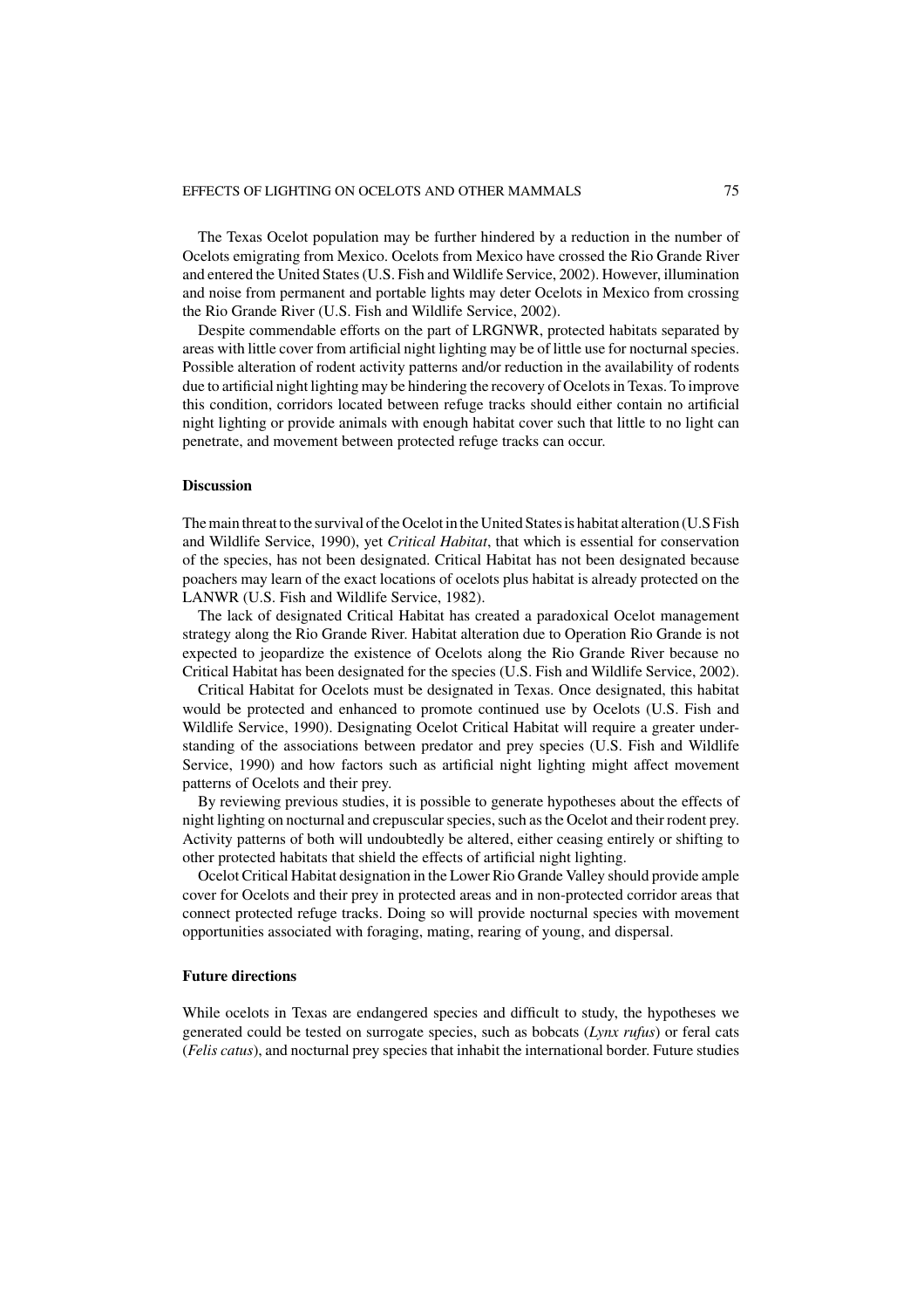The Texas Ocelot population may be further hindered by a reduction in the number of Ocelots emigrating from Mexico. Ocelots from Mexico have crossed the Rio Grande River and entered the United States (U.S. Fish and Wildlife Service, 2002). However, illumination and noise from permanent and portable lights may deter Ocelots in Mexico from crossing the Rio Grande River (U.S. Fish and Wildlife Service, 2002).

Despite commendable efforts on the part of LRGNWR, protected habitats separated by areas with little cover from artificial night lighting may be of little use for nocturnal species. Possible alteration of rodent activity patterns and/or reduction in the availability of rodents due to artificial night lighting may be hindering the recovery of Ocelots in Texas. To improve this condition, corridors located between refuge tracks should either contain no artificial night lighting or provide animals with enough habitat cover such that little to no light can penetrate, and movement between protected refuge tracks can occur.

**Discussion**

The main threat to the survival of the Ocelot in the United States is habitat alteration (U.S Fish and Wildlife Service, 1990), yet *Critical Habitat*, that which is essential for conservation of the species, has not been designated. Critical Habitat has not been designated because poachers may learn of the exact locations of ocelots plus habitat is already protected on the LANWR (U.S. Fish and Wildlife Service, 1982).

The lack of designated Critical Habitat has created a paradoxical Ocelot management strategy along the Rio Grande River. Habitat alteration due to Operation Rio Grande is not expected to jeopardize the existence of Ocelots along the Rio Grande River because no Critical Habitat has been designated for the species (U.S. Fish and Wildlife Service, 2002).

Critical Habitat for Ocelots must be designated in Texas. Once designated, this habitat would be protected and enhanced to promote continued use by Ocelots (U.S. Fish and Wildlife Service, 1990). Designating Ocelot Critical Habitat will require a greater understanding of the associations between predator and prey species (U.S. Fish and Wildlife Service, 1990) and how factors such as artificial night lighting might affect movement patterns of Ocelots and their prey.

By reviewing previous studies, it is possible to generate hypotheses about the effects of night lighting on nocturnal and crepuscular species, such as the Ocelot and their rodent prey. Activity patterns of both will undoubtedly be altered, either ceasing entirely or shifting to other protected habitats that shield the effects of artificial night lighting.

Ocelot Critical Habitat designation in the Lower Rio Grande Valley should provide ample cover for Ocelots and their prey in protected areas and in non-protected corridor areas that connect protected refuge tracks. Doing so will provide nocturnal species with movement opportunities associated with foraging, mating, rearing of young, and dispersal.

**Future directions**

While ocelots in Texas are endangered species and difficult to study, the hypotheses we generated could be tested on surrogate species, such as bobcats (*Lynx rufus*) or feral cats (*Felis catus*), and nocturnal prey species that inhabit the international border. Future studies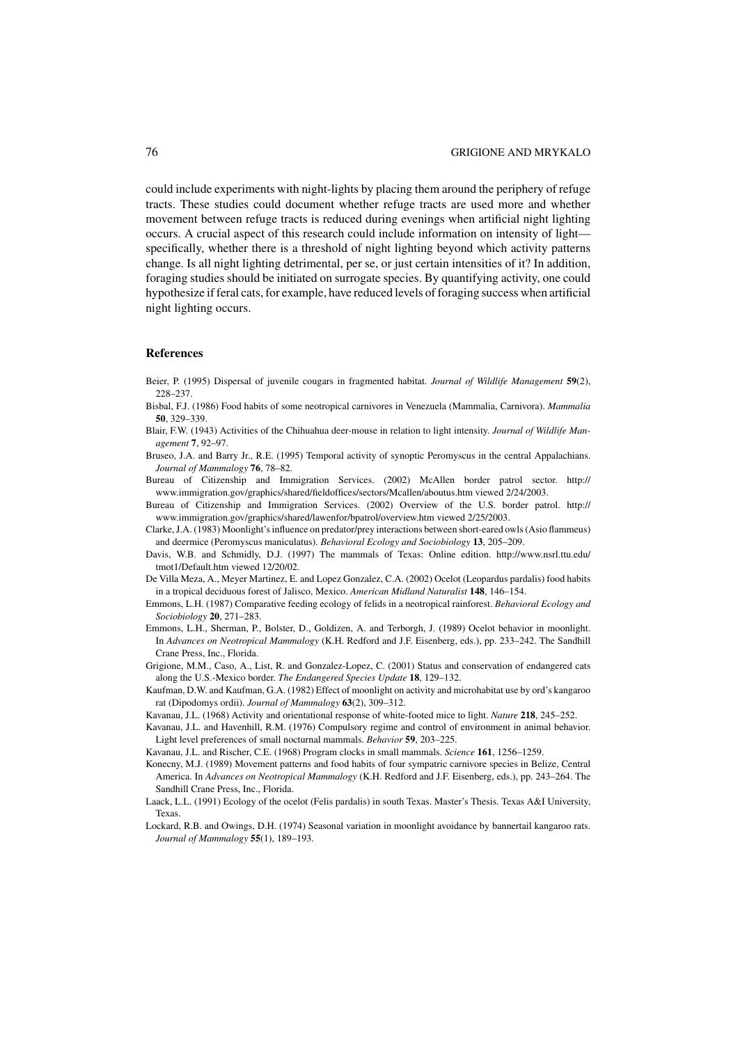could include experiments with night-lights by placing them around the periphery of refuge tracts. These studies could document whether refuge tracts are used more and whether movement between refuge tracts is reduced during evenings when artificial night lighting occurs. A crucial aspect of this research could include information on intensity of light—specifically, whether there is a threshold of night lighting beyond which activity patterns change. Is all night lighting detrimental, per se, or just certain intensities of it? In addition, foraging studies should be initiated on surrogate species. By quantifying activity, one could hypothesize if feral cats, for example, have reduced levels of foraging success when artificial night lighting occurs.

## References

Beier, P. (1995) Dispersal of juvenile cougars in fragmented habitat. *Journal of Wildlife Management* **59**(2), 228–237.

Bisbal, F.J. (1986) Food habits of some neotropical carnivores in Venezuela (Mammalia, Carnivora). *Mammalia* **50**, 329–339.

Blair, F.W. (1943) Activities of the Chihuahua deer-mouse in relation to light intensity. *Journal of Wildlife Management* **7**, 92–97.

Bruseo, J.A. and Barry Jr., R.E. (1995) Temporal activity of synoptic Peromyscus in the central Appalachians. *Journal of Mammalogy* **76**, 78–82.

Bureau of Citizenship and Immigration Services. (2002) McAllen border patrol sector. http://www.immigration.gov/graphics/shared/fieldoffices/sectors/Mcallen/aboutus.htm viewed 2/24/2003.

Bureau of Citizenship and Immigration Services. (2002) Overview of the U.S. border patrol. http://www.immigration.gov/graphics/shared/lawenfor/bpatrol/overview.htm viewed 2/25/2003.

Clarke, J.A. (1983) Moonlight's influence on predator/prey interactions between short-eared owls (Asio flammeus) and deermice (Peromyscus maniculatus). *Behavioral Ecology and Sociobiology* **13**, 205–209.

Davis, W.B. and Schmidly, D.J. (1997) The mammals of Texas: Online edition. http://www.nsrl.ttu.edu/tmot1/Default.htm viewed 12/20/02.

De Villa Meza, A., Meyer Martinez, E. and Lopez Gonzalez, C.A. (2002) Ocelot (Leopardus pardalis) food habits in a tropical deciduous forest of Jalisco, Mexico. *American Midland Naturalist* **148**, 146–154.

Emmons, L.H. (1987) Comparative feeding ecology of felids in a neotropical rainforest. *Behavioral Ecology and Sociobiology* **20**, 271–283.

Emmons, L.H., Sherman, P., Bolster, D., Goldizen, A. and Terborgh, J. (1989) Ocelot behavior in moonlight. In *Advances on Neotropical Mammalogy* (K.H. Redford and J.F. Eisenberg, eds.), pp. 233–242. The Sandhill Crane Press, Inc., Florida.

Grigione, M.M., Caso, A., List, R. and Gonzalez-Lopez, C. (2001) Status and conservation of endangered cats along the U.S.-Mexico border. *The Endangered Species Update* **18**, 129–132.

Kaufman, D.W. and Kaufman, G.A. (1982) Effect of moonlight on activity and microhabitat use by ord's kangaroo rat (Dipodomys ordii). *Journal of Mammalogy* **63**(2), 309–312.

Kavanau, J.L. (1968) Activity and orientational response of white-footed mice to light. *Nature* **218**, 245–252.

Kavanau, J.L. and Havenhill, R.M. (1976) Compulsory regime and control of environment in animal behavior. Light level preferences of small nocturnal mammals. *Behavior* **59**, 203–225.

Kavanau, J.L. and Rischer, C.E. (1968) Program clocks in small mammals. *Science* **161**, 1256–1259.

Konecny, M.J. (1989) Movement patterns and food habits of four sympatric carnivore species in Belize, Central America. In *Advances on Neotropical Mammalogy* (K.H. Redford and J.F. Eisenberg, eds.), pp. 243–264. The Sandhill Crane Press, Inc., Florida.

Laack, L.L. (1991) Ecology of the ocelot (Felis pardalis) in south Texas. Master's Thesis. Texas A&I University, Texas.

Lockard, R.B. and Owings, D.H. (1974) Seasonal variation in moonlight avoidance by bannertail kangaroo rats. *Journal of Mammalogy* **55**(1), 189–193.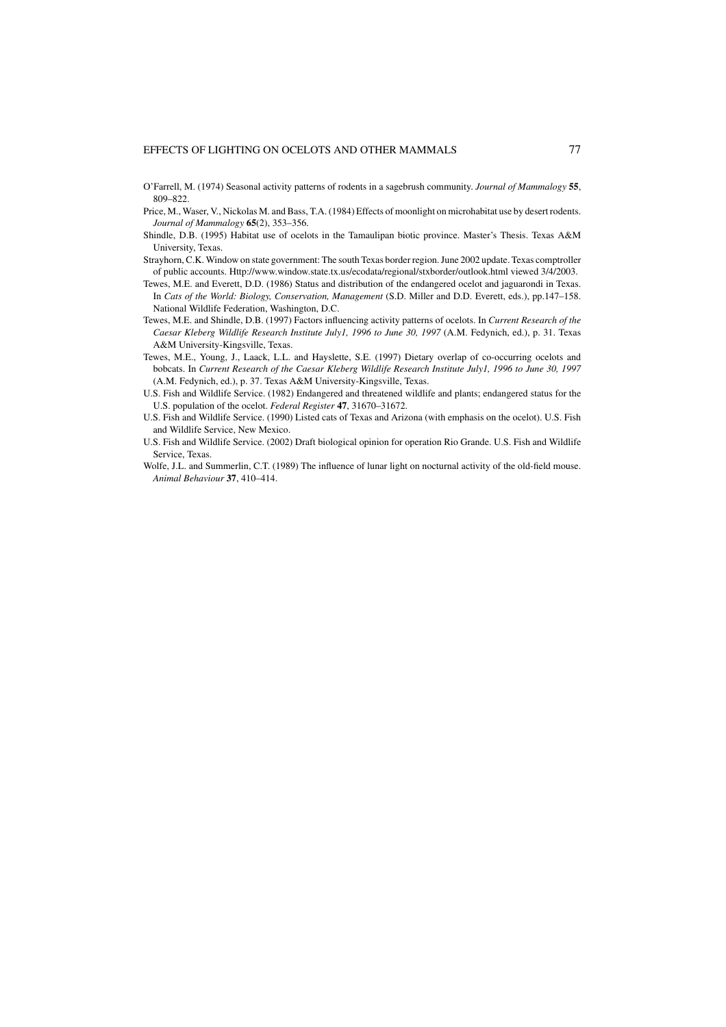O'Farrell, M. (1974) Seasonal activity patterns of rodents in a sagebrush community. *Journal of Mammalogy* **55**, 809–822.

Price, M., Waser, V., Nickolas M. and Bass, T.A. (1984) Effects of moonlight on microhabitat use by desert rodents. *Journal of Mammalogy* **65**(2), 353–356.

Shindle, D.B. (1995) Habitat use of ocelots in the Tamaulipan biotic province. Master's Thesis. Texas A&M University, Texas.

Strayhorn, C.K. Window on state government: The south Texas border region. June 2002 update. Texas comptroller of public accounts. Http://www.window.state.tx.us/ecodata/regional/stxborder/outlook.html viewed 3/4/2003.

Tewes, M.E. and Everett, D.D. (1986) Status and distribution of the endangered ocelot and jaguarondi in Texas. In *Cats of the World: Biology, Conservation, Management* (S.D. Miller and D.D. Everett, eds.), pp.147–158. National Wildlife Federation, Washington, D.C.

Tewes, M.E. and Shindle, D.B. (1997) Factors influencing activity patterns of ocelots. In *Current Research of the Caesar Kleberg Wildlife Research Institute July1, 1996 to June 30, 1997* (A.M. Fedynich, ed.), p. 31. Texas A&M University-Kingsville, Texas.

Tewes, M.E., Young, J., Laack, L.L. and Hayslette, S.E. (1997) Dietary overlap of co-occurring ocelots and bobcats. In *Current Research of the Caesar Kleberg Wildlife Research Institute July1, 1996 to June 30, 1997* (A.M. Fedynich, ed.), p. 37. Texas A&M University-Kingsville, Texas.

U.S. Fish and Wildlife Service. (1982) Endangered and threatened wildlife and plants; endangered status for the U.S. population of the ocelot. *Federal Register* **47**, 31670–31672.

U.S. Fish and Wildlife Service. (1990) Listed cats of Texas and Arizona (with emphasis on the ocelot). U.S. Fish and Wildlife Service, New Mexico.

U.S. Fish and Wildlife Service. (2002) Draft biological opinion for operation Rio Grande. U.S. Fish and Wildlife Service, Texas.

Wolfe, J.L. and Summerlin, C.T. (1989) The influence of lunar light on nocturnal activity of the old-field mouse. *Animal Behaviour* **37**, 410–414.